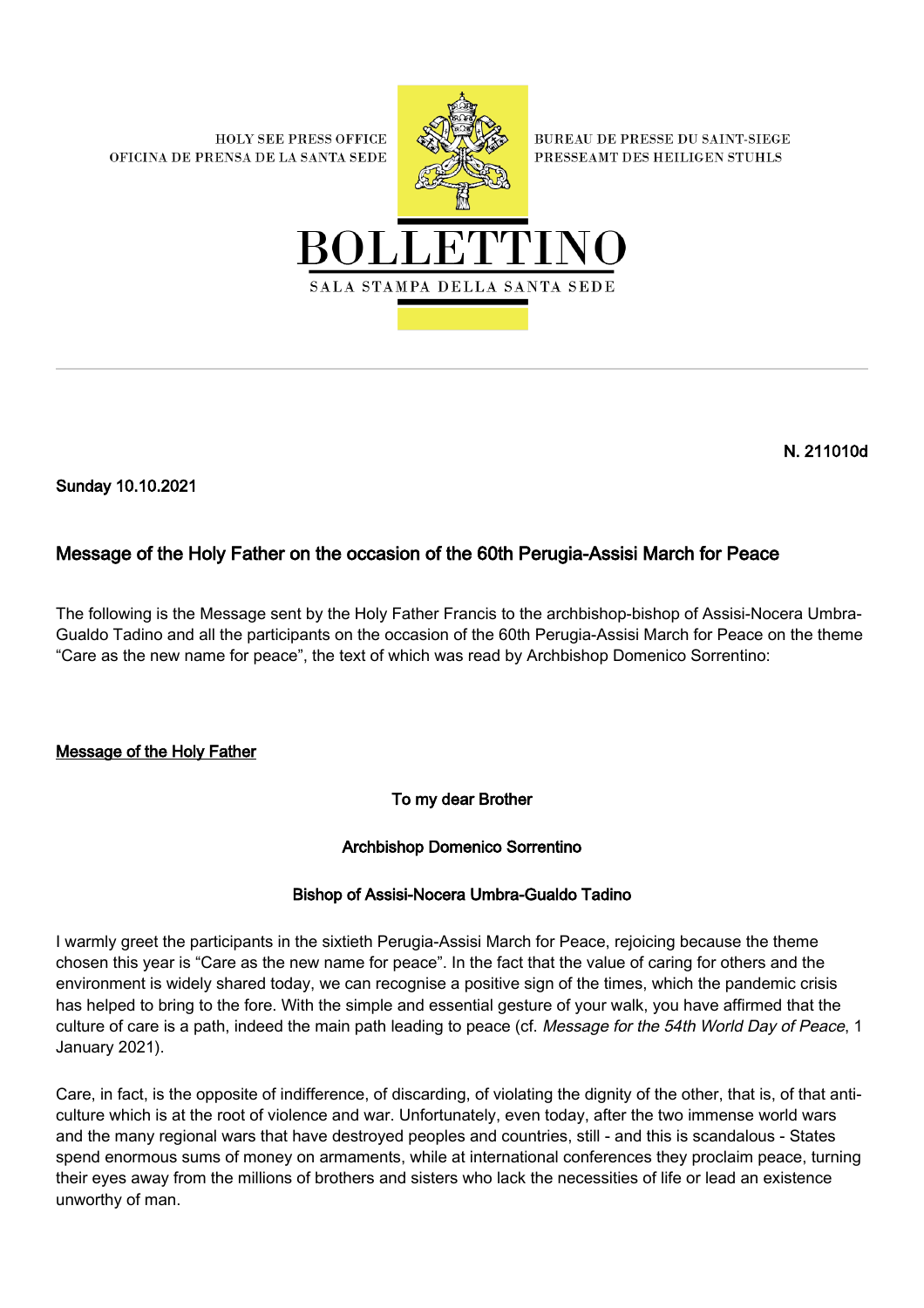HOLY SEE PRESS OFFICE
OFICINA DE PRENSA DE LA SANTA SEDE

BUREAU DE PRESSE DU SAINT-SIEGE
PRESSEAMT DES HEILIGEN STUHLS

# BOLLETTINO

SALA STAMPA DELLA SANTA SEDE

**N. 211010d**

**Sunday 10.10.2021**

## Message of the Holy Father on the occasion of the 60th Perugia-Assisi March for Peace

The following is the Message sent by the Holy Father Francis to the archbishop-bishop of Assisi-Nocera Umbra-Gualdo Tadino and all the participants on the occasion of the 60th Perugia-Assisi March for Peace on the theme "Care as the new name for peace", the text of which was read by Archbishop Domenico Sorrentino:

### Message of the Holy Father

To my dear Brother

Archbishop Domenico Sorrentino

Bishop of Assisi-Nocera Umbra-Gualdo Tadino

I warmly greet the participants in the sixtieth Perugia-Assisi March for Peace, rejoicing because the theme chosen this year is "Care as the new name for peace". In the fact that the value of caring for others and the environment is widely shared today, we can recognise a positive sign of the times, which the pandemic crisis has helped to bring to the fore. With the simple and essential gesture of your walk, you have affirmed that the culture of care is a path, indeed the main path leading to peace (cf. *Message for the 54th World Day of Peace*, 1 January 2021).

Care, in fact, is the opposite of indifference, of discarding, of violating the dignity of the other, that is, of that anti-culture which is at the root of violence and war. Unfortunately, even today, after the two immense world wars and the many regional wars that have destroyed peoples and countries, still - and this is scandalous - States spend enormous sums of money on armaments, while at international conferences they proclaim peace, turning their eyes away from the millions of brothers and sisters who lack the necessities of life or lead an existence unworthy of man.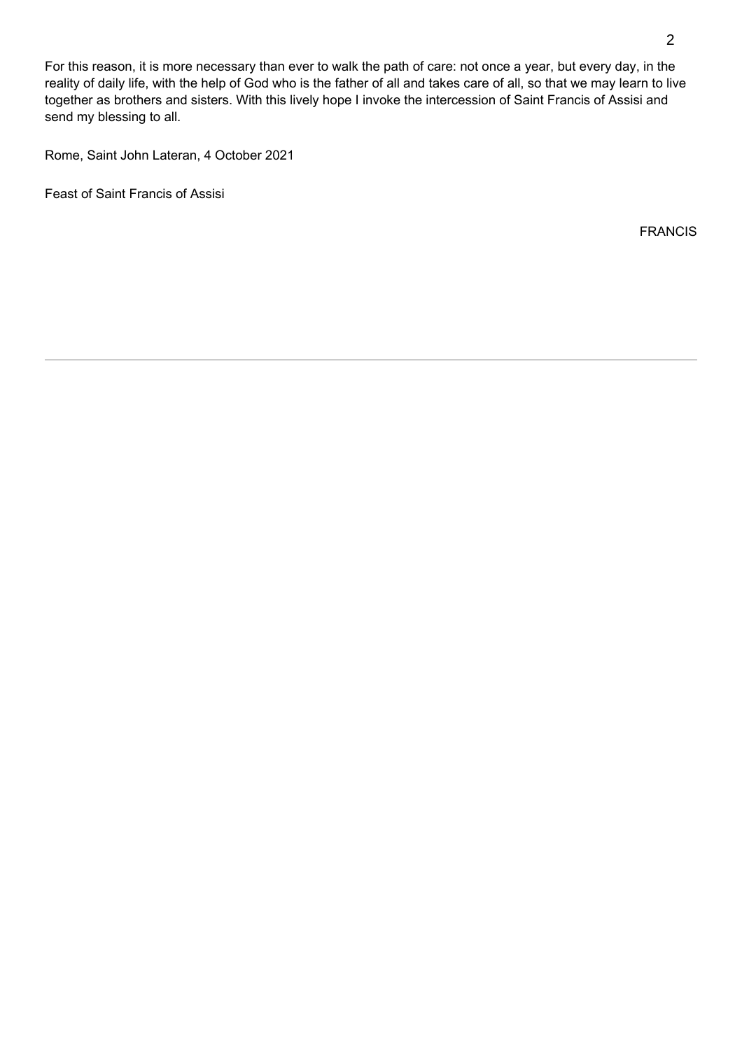For this reason, it is more necessary than ever to walk the path of care: not once a year, but every day, in the reality of daily life, with the help of God who is the father of all and takes care of all, so that we may learn to live together as brothers and sisters. With this lively hope I invoke the intercession of Saint Francis of Assisi and send my blessing to all.

Rome, Saint John Lateran, 4 October 2021

Feast of Saint Francis of Assisi

FRANCIS